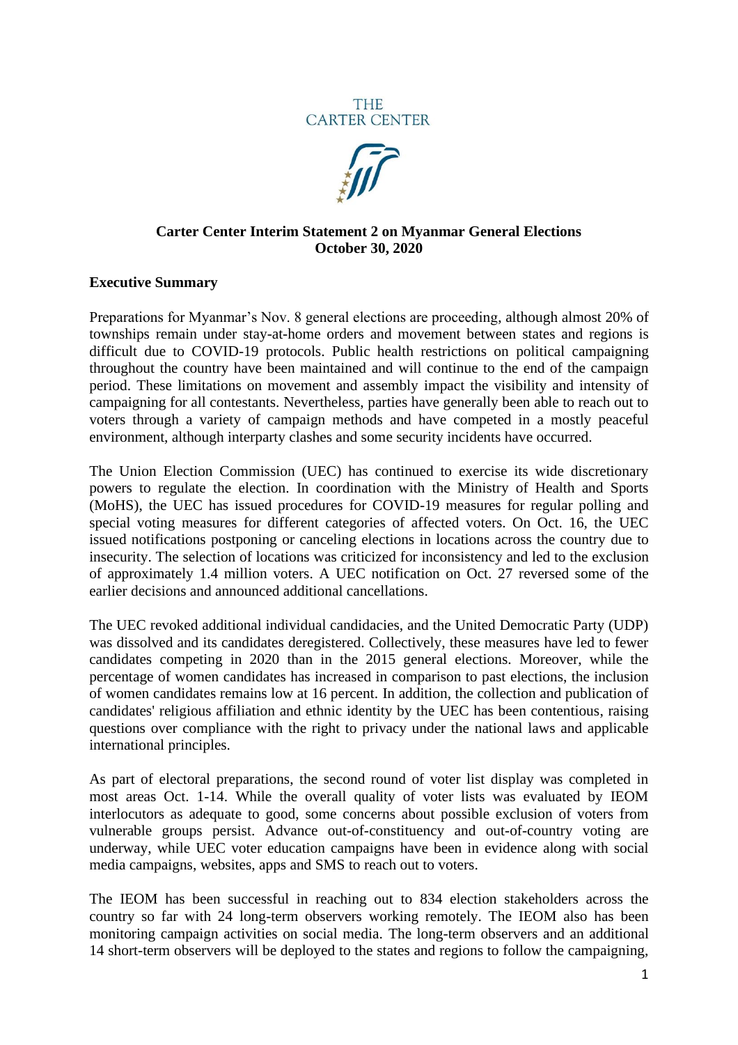THE CARTER CENTER

**Carter Center Interim Statement 2 on Myanmar General Elections**
**October 30, 2020**

## Executive Summary

Preparations for Myanmar's Nov. 8 general elections are proceeding, although almost 20% of townships remain under stay-at-home orders and movement between states and regions is difficult due to COVID-19 protocols. Public health restrictions on political campaigning throughout the country have been maintained and will continue to the end of the campaign period. These limitations on movement and assembly impact the visibility and intensity of campaigning for all contestants. Nevertheless, parties have generally been able to reach out to voters through a variety of campaign methods and have competed in a mostly peaceful environment, although interparty clashes and some security incidents have occurred.

The Union Election Commission (UEC) has continued to exercise its wide discretionary powers to regulate the election. In coordination with the Ministry of Health and Sports (MoHS), the UEC has issued procedures for COVID-19 measures for regular polling and special voting measures for different categories of affected voters. On Oct. 16, the UEC issued notifications postponing or canceling elections in locations across the country due to insecurity. The selection of locations was criticized for inconsistency and led to the exclusion of approximately 1.4 million voters. A UEC notification on Oct. 27 reversed some of the earlier decisions and announced additional cancellations.

The UEC revoked additional individual candidacies, and the United Democratic Party (UDP) was dissolved and its candidates deregistered. Collectively, these measures have led to fewer candidates competing in 2020 than in the 2015 general elections. Moreover, while the percentage of women candidates has increased in comparison to past elections, the inclusion of women candidates remains low at 16 percent. In addition, the collection and publication of candidates' religious affiliation and ethnic identity by the UEC has been contentious, raising questions over compliance with the right to privacy under the national laws and applicable international principles.

As part of electoral preparations, the second round of voter list display was completed in most areas Oct. 1-14. While the overall quality of voter lists was evaluated by IEOM interlocutors as adequate to good, some concerns about possible exclusion of voters from vulnerable groups persist. Advance out-of-constituency and out-of-country voting are underway, while UEC voter education campaigns have been in evidence along with social media campaigns, websites, apps and SMS to reach out to voters.

The IEOM has been successful in reaching out to 834 election stakeholders across the country so far with 24 long-term observers working remotely. The IEOM also has been monitoring campaign activities on social media. The long-term observers and an additional 14 short-term observers will be deployed to the states and regions to follow the campaigning,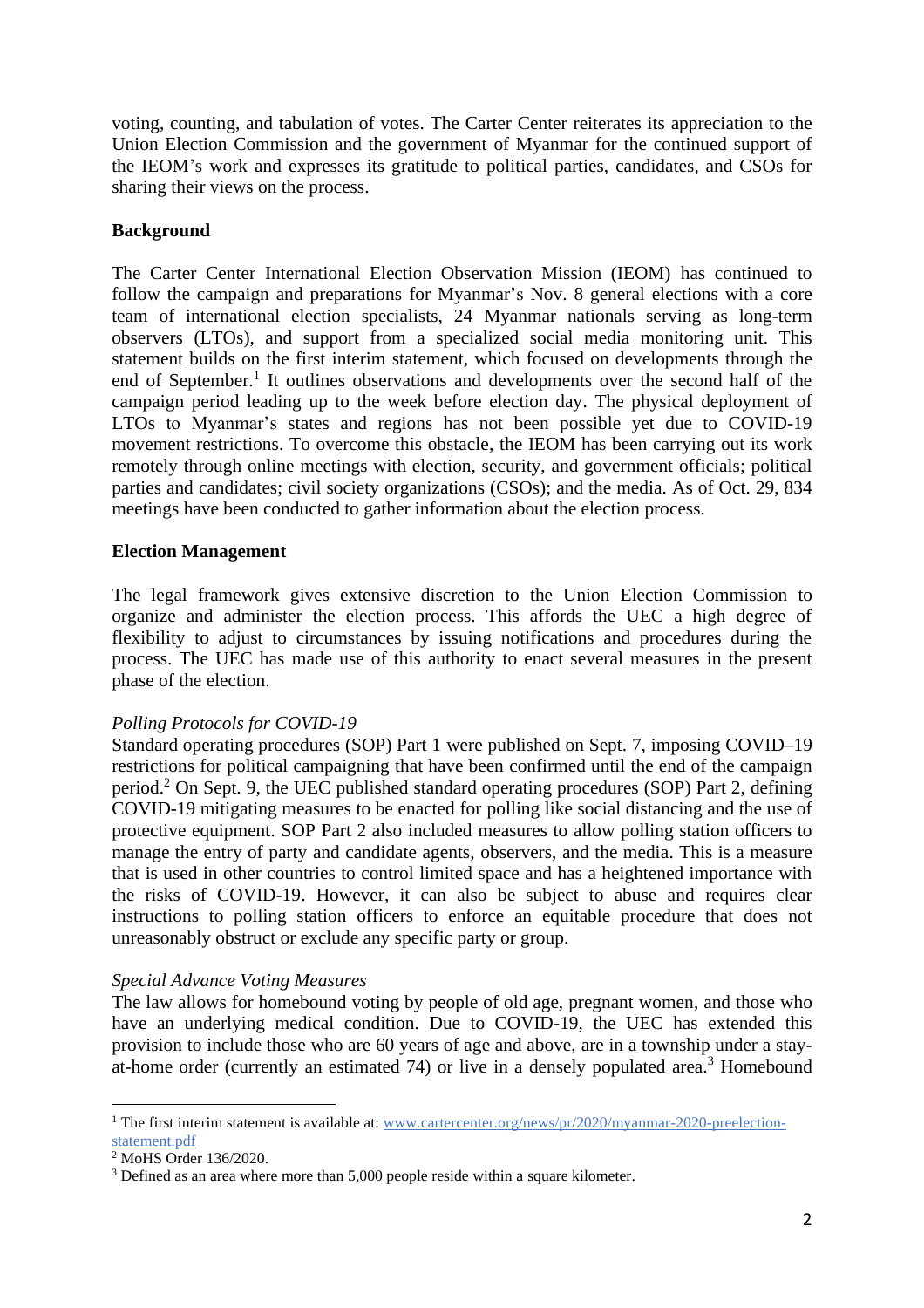voting, counting, and tabulation of votes. The Carter Center reiterates its appreciation to the Union Election Commission and the government of Myanmar for the continued support of the IEOM's work and expresses its gratitude to political parties, candidates, and CSOs for sharing their views on the process.

**Background**

The Carter Center International Election Observation Mission (IEOM) has continued to follow the campaign and preparations for Myanmar's Nov. 8 general elections with a core team of international election specialists, 24 Myanmar nationals serving as long-term observers (LTOs), and support from a specialized social media monitoring unit. This statement builds on the first interim statement, which focused on developments through the end of September.[1] It outlines observations and developments over the second half of the campaign period leading up to the week before election day. The physical deployment of LTOs to Myanmar's states and regions has not been possible yet due to COVID-19 movement restrictions. To overcome this obstacle, the IEOM has been carrying out its work remotely through online meetings with election, security, and government officials; political parties and candidates; civil society organizations (CSOs); and the media. As of Oct. 29, 834 meetings have been conducted to gather information about the election process.

**Election Management**

The legal framework gives extensive discretion to the Union Election Commission to organize and administer the election process. This affords the UEC a high degree of flexibility to adjust to circumstances by issuing notifications and procedures during the process. The UEC has made use of this authority to enact several measures in the present phase of the election.

*Polling Protocols for COVID-19*

Standard operating procedures (SOP) Part 1 were published on Sept. 7, imposing COVID–19 restrictions for political campaigning that have been confirmed until the end of the campaign period.[2] On Sept. 9, the UEC published standard operating procedures (SOP) Part 2, defining COVID-19 mitigating measures to be enacted for polling like social distancing and the use of protective equipment. SOP Part 2 also included measures to allow polling station officers to manage the entry of party and candidate agents, observers, and the media. This is a measure that is used in other countries to control limited space and has a heightened importance with the risks of COVID-19. However, it can also be subject to abuse and requires clear instructions to polling station officers to enforce an equitable procedure that does not unreasonably obstruct or exclude any specific party or group.

*Special Advance Voting Measures*

The law allows for homebound voting by people of old age, pregnant women, and those who have an underlying medical condition. Due to COVID-19, the UEC has extended this provision to include those who are 60 years of age and above, are in a township under a stay-at-home order (currently an estimated 74) or live in a densely populated area.[3] Homebound

---

[1] The first interim statement is available at: www.cartercenter.org/news/pr/2020/myanmar-2020-preelection-statement.pdf

[2] MoHS Order 136/2020.

[3] Defined as an area where more than 5,000 people reside within a square kilometer.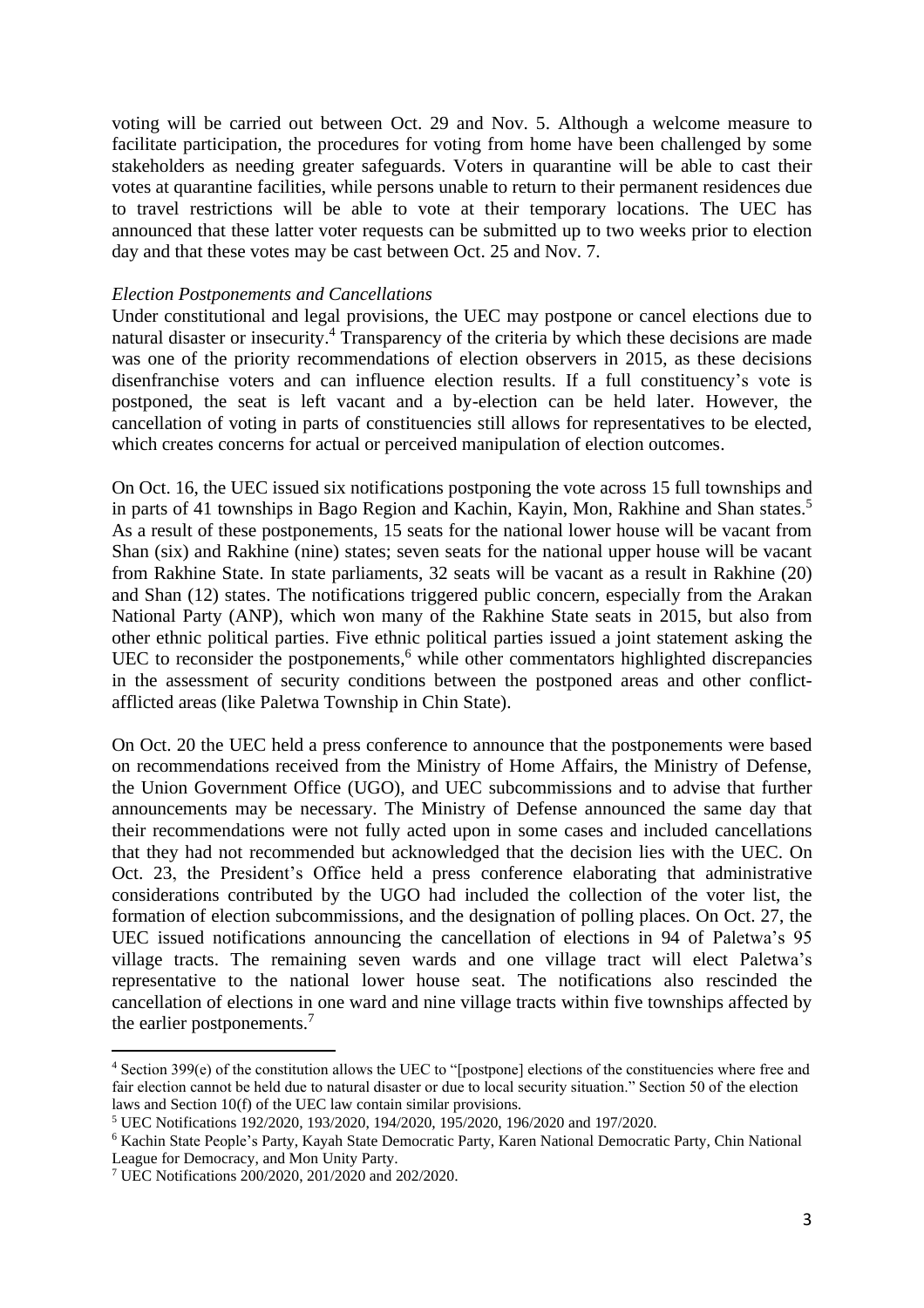voting will be carried out between Oct. 29 and Nov. 5. Although a welcome measure to facilitate participation, the procedures for voting from home have been challenged by some stakeholders as needing greater safeguards. Voters in quarantine will be able to cast their votes at quarantine facilities, while persons unable to return to their permanent residences due to travel restrictions will be able to vote at their temporary locations. The UEC has announced that these latter voter requests can be submitted up to two weeks prior to election day and that these votes may be cast between Oct. 25 and Nov. 7.

*Election Postponements and Cancellations*

Under constitutional and legal provisions, the UEC may postpone or cancel elections due to natural disaster or insecurity.[4] Transparency of the criteria by which these decisions are made was one of the priority recommendations of election observers in 2015, as these decisions disenfranchise voters and can influence election results. If a full constituency's vote is postponed, the seat is left vacant and a by-election can be held later. However, the cancellation of voting in parts of constituencies still allows for representatives to be elected, which creates concerns for actual or perceived manipulation of election outcomes.

On Oct. 16, the UEC issued six notifications postponing the vote across 15 full townships and in parts of 41 townships in Bago Region and Kachin, Kayin, Mon, Rakhine and Shan states.[5] As a result of these postponements, 15 seats for the national lower house will be vacant from Shan (six) and Rakhine (nine) states; seven seats for the national upper house will be vacant from Rakhine State. In state parliaments, 32 seats will be vacant as a result in Rakhine (20) and Shan (12) states. The notifications triggered public concern, especially from the Arakan National Party (ANP), which won many of the Rakhine State seats in 2015, but also from other ethnic political parties. Five ethnic political parties issued a joint statement asking the UEC to reconsider the postponements,[6] while other commentators highlighted discrepancies in the assessment of security conditions between the postponed areas and other conflict-afflicted areas (like Paletwa Township in Chin State).

On Oct. 20 the UEC held a press conference to announce that the postponements were based on recommendations received from the Ministry of Home Affairs, the Ministry of Defense, the Union Government Office (UGO), and UEC subcommissions and to advise that further announcements may be necessary. The Ministry of Defense announced the same day that their recommendations were not fully acted upon in some cases and included cancellations that they had not recommended but acknowledged that the decision lies with the UEC. On Oct. 23, the President's Office held a press conference elaborating that administrative considerations contributed by the UGO had included the collection of the voter list, the formation of election subcommissions, and the designation of polling places. On Oct. 27, the UEC issued notifications announcing the cancellation of elections in 94 of Paletwa's 95 village tracts. The remaining seven wards and one village tract will elect Paletwa's representative to the national lower house seat. The notifications also rescinded the cancellation of elections in one ward and nine village tracts within five townships affected by the earlier postponements.[7]

---

[4] Section 399(e) of the constitution allows the UEC to "[postpone] elections of the constituencies where free and fair election cannot be held due to natural disaster or due to local security situation." Section 50 of the election laws and Section 10(f) of the UEC law contain similar provisions.

[5] UEC Notifications 192/2020, 193/2020, 194/2020, 195/2020, 196/2020 and 197/2020.

[6] Kachin State People's Party, Kayah State Democratic Party, Karen National Democratic Party, Chin National League for Democracy, and Mon Unity Party.

[7] UEC Notifications 200/2020, 201/2020 and 202/2020.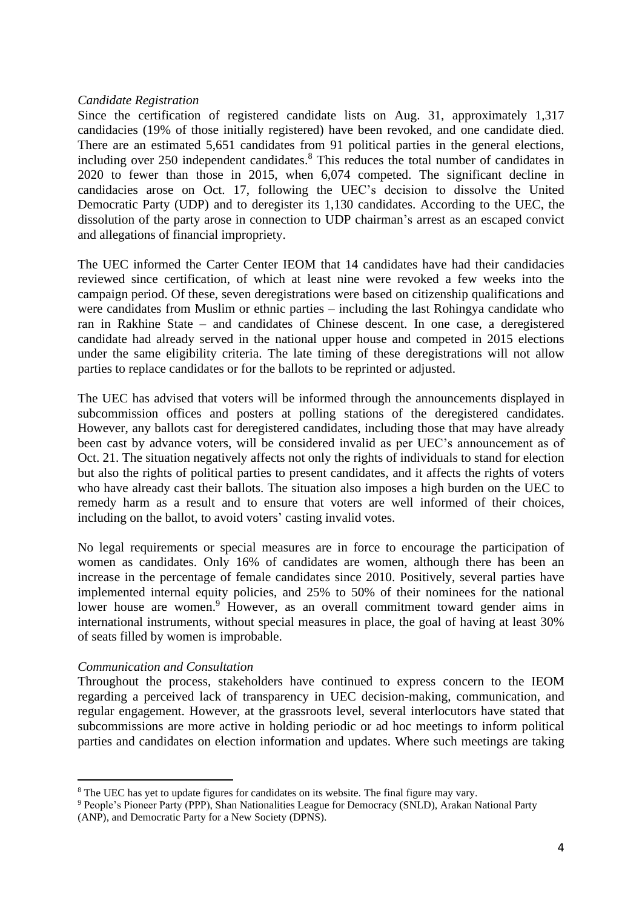*Candidate Registration*

Since the certification of registered candidate lists on Aug. 31, approximately 1,317 candidacies (19% of those initially registered) have been revoked, and one candidate died. There are an estimated 5,651 candidates from 91 political parties in the general elections, including over 250 independent candidates.[8] This reduces the total number of candidates in 2020 to fewer than those in 2015, when 6,074 competed. The significant decline in candidacies arose on Oct. 17, following the UEC's decision to dissolve the United Democratic Party (UDP) and to deregister its 1,130 candidates. According to the UEC, the dissolution of the party arose in connection to UDP chairman's arrest as an escaped convict and allegations of financial impropriety.

The UEC informed the Carter Center IEOM that 14 candidates have had their candidacies reviewed since certification, of which at least nine were revoked a few weeks into the campaign period. Of these, seven deregistrations were based on citizenship qualifications and were candidates from Muslim or ethnic parties – including the last Rohingya candidate who ran in Rakhine State – and candidates of Chinese descent. In one case, a deregistered candidate had already served in the national upper house and competed in 2015 elections under the same eligibility criteria. The late timing of these deregistrations will not allow parties to replace candidates or for the ballots to be reprinted or adjusted.

The UEC has advised that voters will be informed through the announcements displayed in subcommission offices and posters at polling stations of the deregistered candidates. However, any ballots cast for deregistered candidates, including those that may have already been cast by advance voters, will be considered invalid as per UEC's announcement as of Oct. 21. The situation negatively affects not only the rights of individuals to stand for election but also the rights of political parties to present candidates, and it affects the rights of voters who have already cast their ballots. The situation also imposes a high burden on the UEC to remedy harm as a result and to ensure that voters are well informed of their choices, including on the ballot, to avoid voters' casting invalid votes.

No legal requirements or special measures are in force to encourage the participation of women as candidates. Only 16% of candidates are women, although there has been an increase in the percentage of female candidates since 2010. Positively, several parties have implemented internal equity policies, and 25% to 50% of their nominees for the national lower house are women.[9] However, as an overall commitment toward gender aims in international instruments, without special measures in place, the goal of having at least 30% of seats filled by women is improbable.

*Communication and Consultation*

Throughout the process, stakeholders have continued to express concern to the IEOM regarding a perceived lack of transparency in UEC decision-making, communication, and regular engagement. However, at the grassroots level, several interlocutors have stated that subcommissions are more active in holding periodic or ad hoc meetings to inform political parties and candidates on election information and updates. Where such meetings are taking

---

[8] The UEC has yet to update figures for candidates on its website. The final figure may vary.

[9] People's Pioneer Party (PPP), Shan Nationalities League for Democracy (SNLD), Arakan National Party (ANP), and Democratic Party for a New Society (DPNS).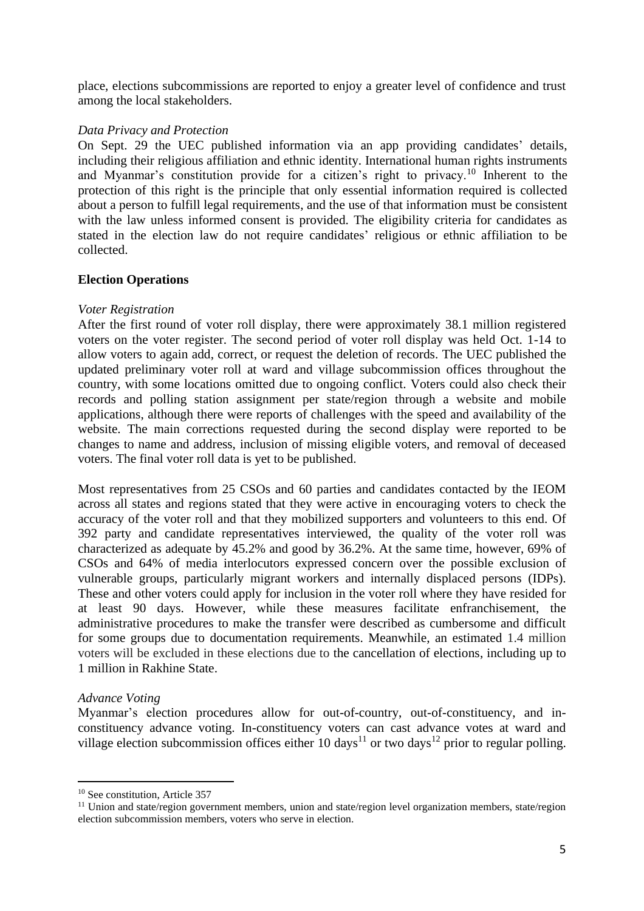place, elections subcommissions are reported to enjoy a greater level of confidence and trust among the local stakeholders.

*Data Privacy and Protection*

On Sept. 29 the UEC published information via an app providing candidates' details, including their religious affiliation and ethnic identity. International human rights instruments and Myanmar's constitution provide for a citizen's right to privacy.[10] Inherent to the protection of this right is the principle that only essential information required is collected about a person to fulfill legal requirements, and the use of that information must be consistent with the law unless informed consent is provided. The eligibility criteria for candidates as stated in the election law do not require candidates' religious or ethnic affiliation to be collected.

**Election Operations**

*Voter Registration*

After the first round of voter roll display, there were approximately 38.1 million registered voters on the voter register. The second period of voter roll display was held Oct. 1-14 to allow voters to again add, correct, or request the deletion of records. The UEC published the updated preliminary voter roll at ward and village subcommission offices throughout the country, with some locations omitted due to ongoing conflict. Voters could also check their records and polling station assignment per state/region through a website and mobile applications, although there were reports of challenges with the speed and availability of the website. The main corrections requested during the second display were reported to be changes to name and address, inclusion of missing eligible voters, and removal of deceased voters. The final voter roll data is yet to be published.

Most representatives from 25 CSOs and 60 parties and candidates contacted by the IEOM across all states and regions stated that they were active in encouraging voters to check the accuracy of the voter roll and that they mobilized supporters and volunteers to this end. Of 392 party and candidate representatives interviewed, the quality of the voter roll was characterized as adequate by 45.2% and good by 36.2%. At the same time, however, 69% of CSOs and 64% of media interlocutors expressed concern over the possible exclusion of vulnerable groups, particularly migrant workers and internally displaced persons (IDPs). These and other voters could apply for inclusion in the voter roll where they have resided for at least 90 days. However, while these measures facilitate enfranchisement, the administrative procedures to make the transfer were described as cumbersome and difficult for some groups due to documentation requirements. Meanwhile, an estimated 1.4 million voters will be excluded in these elections due to the cancellation of elections, including up to 1 million in Rakhine State.

*Advance Voting*

Myanmar's election procedures allow for out-of-country, out-of-constituency, and in-constituency advance voting. In-constituency voters can cast advance votes at ward and village election subcommission offices either 10 days[11] or two days[12] prior to regular polling.

---

[10] See constitution, Article 357

[11] Union and state/region government members, union and state/region level organization members, state/region election subcommission members, voters who serve in election.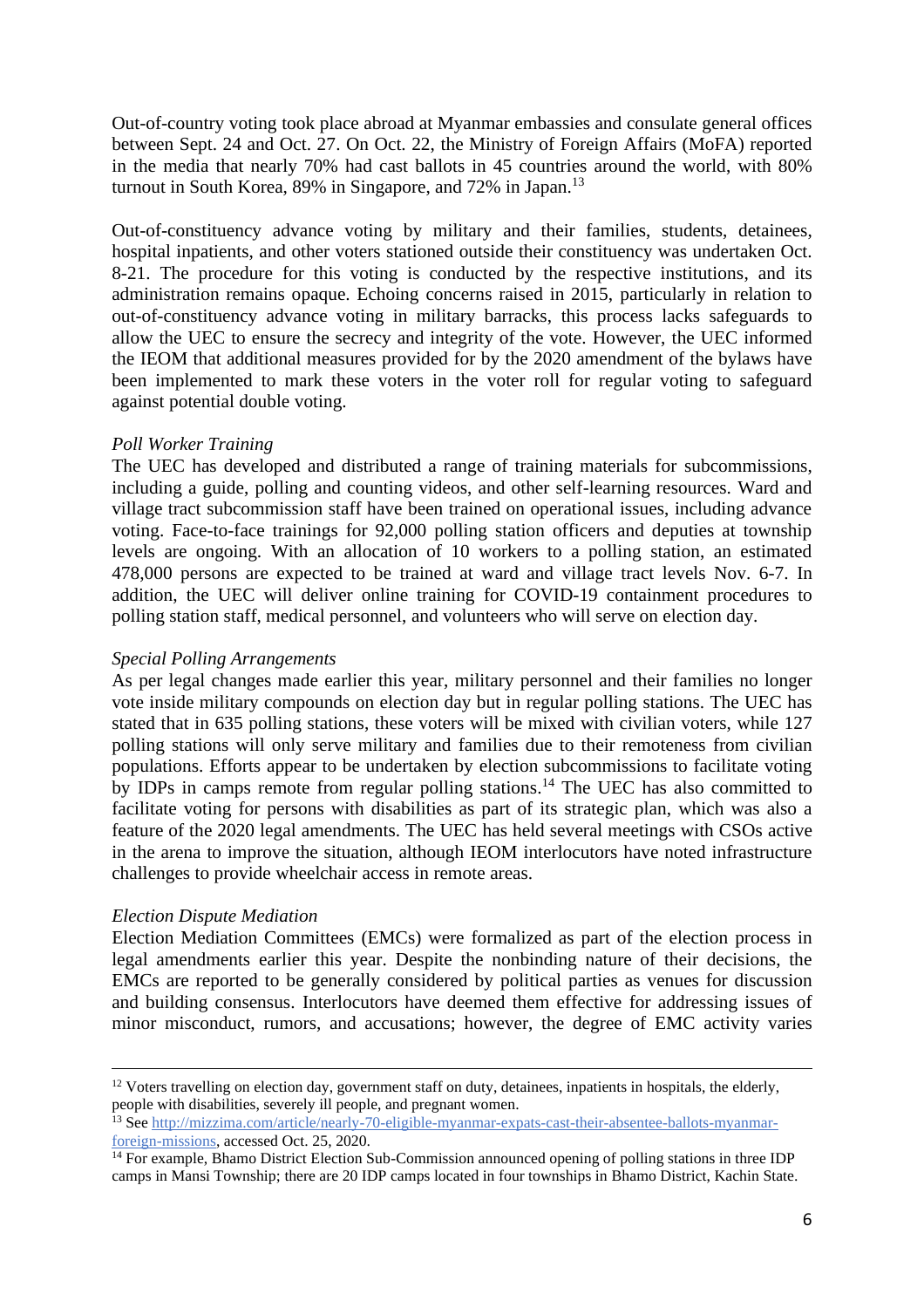Out-of-country voting took place abroad at Myanmar embassies and consulate general offices between Sept. 24 and Oct. 27. On Oct. 22, the Ministry of Foreign Affairs (MoFA) reported in the media that nearly 70% had cast ballots in 45 countries around the world, with 80% turnout in South Korea, 89% in Singapore, and 72% in Japan.[13]

Out-of-constituency advance voting by military and their families, students, detainees, hospital inpatients, and other voters stationed outside their constituency was undertaken Oct. 8-21. The procedure for this voting is conducted by the respective institutions, and its administration remains opaque. Echoing concerns raised in 2015, particularly in relation to out-of-constituency advance voting in military barracks, this process lacks safeguards to allow the UEC to ensure the secrecy and integrity of the vote. However, the UEC informed the IEOM that additional measures provided for by the 2020 amendment of the bylaws have been implemented to mark these voters in the voter roll for regular voting to safeguard against potential double voting.

*Poll Worker Training*

The UEC has developed and distributed a range of training materials for subcommissions, including a guide, polling and counting videos, and other self-learning resources. Ward and village tract subcommission staff have been trained on operational issues, including advance voting. Face-to-face trainings for 92,000 polling station officers and deputies at township levels are ongoing. With an allocation of 10 workers to a polling station, an estimated 478,000 persons are expected to be trained at ward and village tract levels Nov. 6-7. In addition, the UEC will deliver online training for COVID-19 containment procedures to polling station staff, medical personnel, and volunteers who will serve on election day.

*Special Polling Arrangements*

As per legal changes made earlier this year, military personnel and their families no longer vote inside military compounds on election day but in regular polling stations. The UEC has stated that in 635 polling stations, these voters will be mixed with civilian voters, while 127 polling stations will only serve military and families due to their remoteness from civilian populations. Efforts appear to be undertaken by election subcommissions to facilitate voting by IDPs in camps remote from regular polling stations.[14] The UEC has also committed to facilitate voting for persons with disabilities as part of its strategic plan, which was also a feature of the 2020 legal amendments. The UEC has held several meetings with CSOs active in the arena to improve the situation, although IEOM interlocutors have noted infrastructure challenges to provide wheelchair access in remote areas.

*Election Dispute Mediation*

Election Mediation Committees (EMCs) were formalized as part of the election process in legal amendments earlier this year. Despite the nonbinding nature of their decisions, the EMCs are reported to be generally considered by political parties as venues for discussion and building consensus. Interlocutors have deemed them effective for addressing issues of minor misconduct, rumors, and accusations; however, the degree of EMC activity varies

---

[12] Voters travelling on election day, government staff on duty, detainees, inpatients in hospitals, the elderly, people with disabilities, severely ill people, and pregnant women.

[13] See http://mizzima.com/article/nearly-70-eligible-myanmar-expats-cast-their-absentee-ballots-myanmar-foreign-missions, accessed Oct. 25, 2020.

[14] For example, Bhamo District Election Sub-Commission announced opening of polling stations in three IDP camps in Mansi Township; there are 20 IDP camps located in four townships in Bhamo District, Kachin State.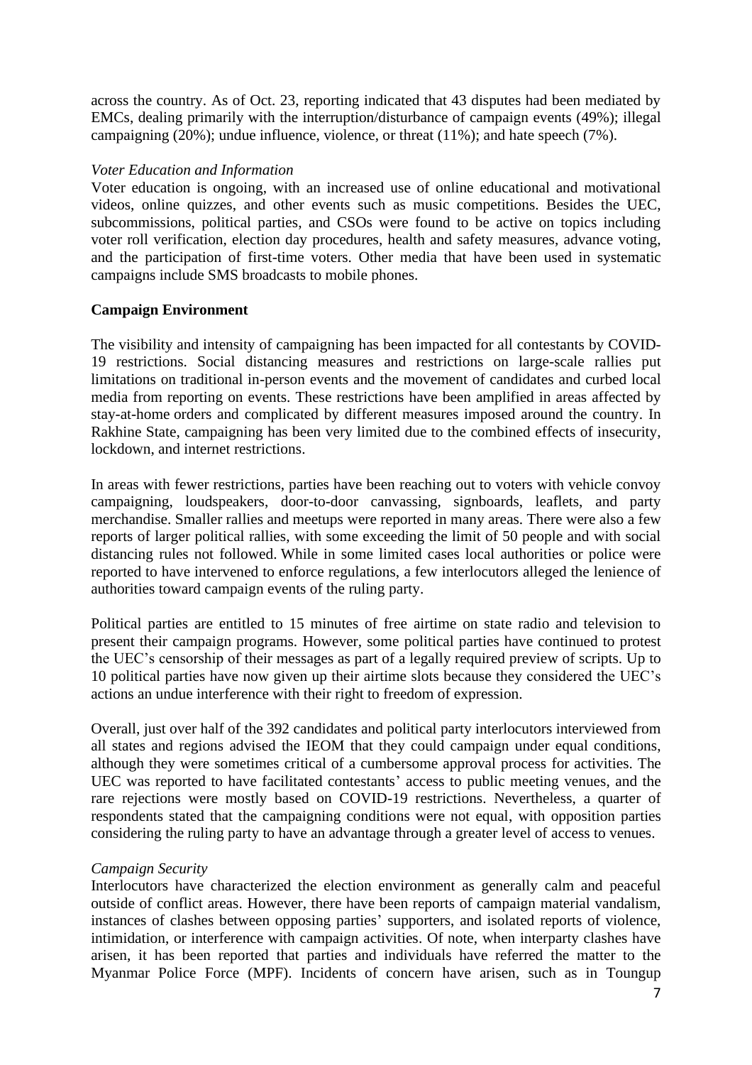across the country. As of Oct. 23, reporting indicated that 43 disputes had been mediated by EMCs, dealing primarily with the interruption/disturbance of campaign events (49%); illegal campaigning (20%); undue influence, violence, or threat (11%); and hate speech (7%).

*Voter Education and Information*

Voter education is ongoing, with an increased use of online educational and motivational videos, online quizzes, and other events such as music competitions. Besides the UEC, subcommissions, political parties, and CSOs were found to be active on topics including voter roll verification, election day procedures, health and safety measures, advance voting, and the participation of first-time voters. Other media that have been used in systematic campaigns include SMS broadcasts to mobile phones.

**Campaign Environment**

The visibility and intensity of campaigning has been impacted for all contestants by COVID-19 restrictions. Social distancing measures and restrictions on large-scale rallies put limitations on traditional in-person events and the movement of candidates and curbed local media from reporting on events. These restrictions have been amplified in areas affected by stay-at-home orders and complicated by different measures imposed around the country. In Rakhine State, campaigning has been very limited due to the combined effects of insecurity, lockdown, and internet restrictions.

In areas with fewer restrictions, parties have been reaching out to voters with vehicle convoy campaigning, loudspeakers, door-to-door canvassing, signboards, leaflets, and party merchandise. Smaller rallies and meetups were reported in many areas. There were also a few reports of larger political rallies, with some exceeding the limit of 50 people and with social distancing rules not followed. While in some limited cases local authorities or police were reported to have intervened to enforce regulations, a few interlocutors alleged the lenience of authorities toward campaign events of the ruling party.

Political parties are entitled to 15 minutes of free airtime on state radio and television to present their campaign programs. However, some political parties have continued to protest the UEC's censorship of their messages as part of a legally required preview of scripts. Up to 10 political parties have now given up their airtime slots because they considered the UEC's actions an undue interference with their right to freedom of expression.

Overall, just over half of the 392 candidates and political party interlocutors interviewed from all states and regions advised the IEOM that they could campaign under equal conditions, although they were sometimes critical of a cumbersome approval process for activities. The UEC was reported to have facilitated contestants' access to public meeting venues, and the rare rejections were mostly based on COVID-19 restrictions. Nevertheless, a quarter of respondents stated that the campaigning conditions were not equal, with opposition parties considering the ruling party to have an advantage through a greater level of access to venues.

*Campaign Security*

Interlocutors have characterized the election environment as generally calm and peaceful outside of conflict areas. However, there have been reports of campaign material vandalism, instances of clashes between opposing parties' supporters, and isolated reports of violence, intimidation, or interference with campaign activities. Of note, when interparty clashes have arisen, it has been reported that parties and individuals have referred the matter to the Myanmar Police Force (MPF). Incidents of concern have arisen, such as in Toungup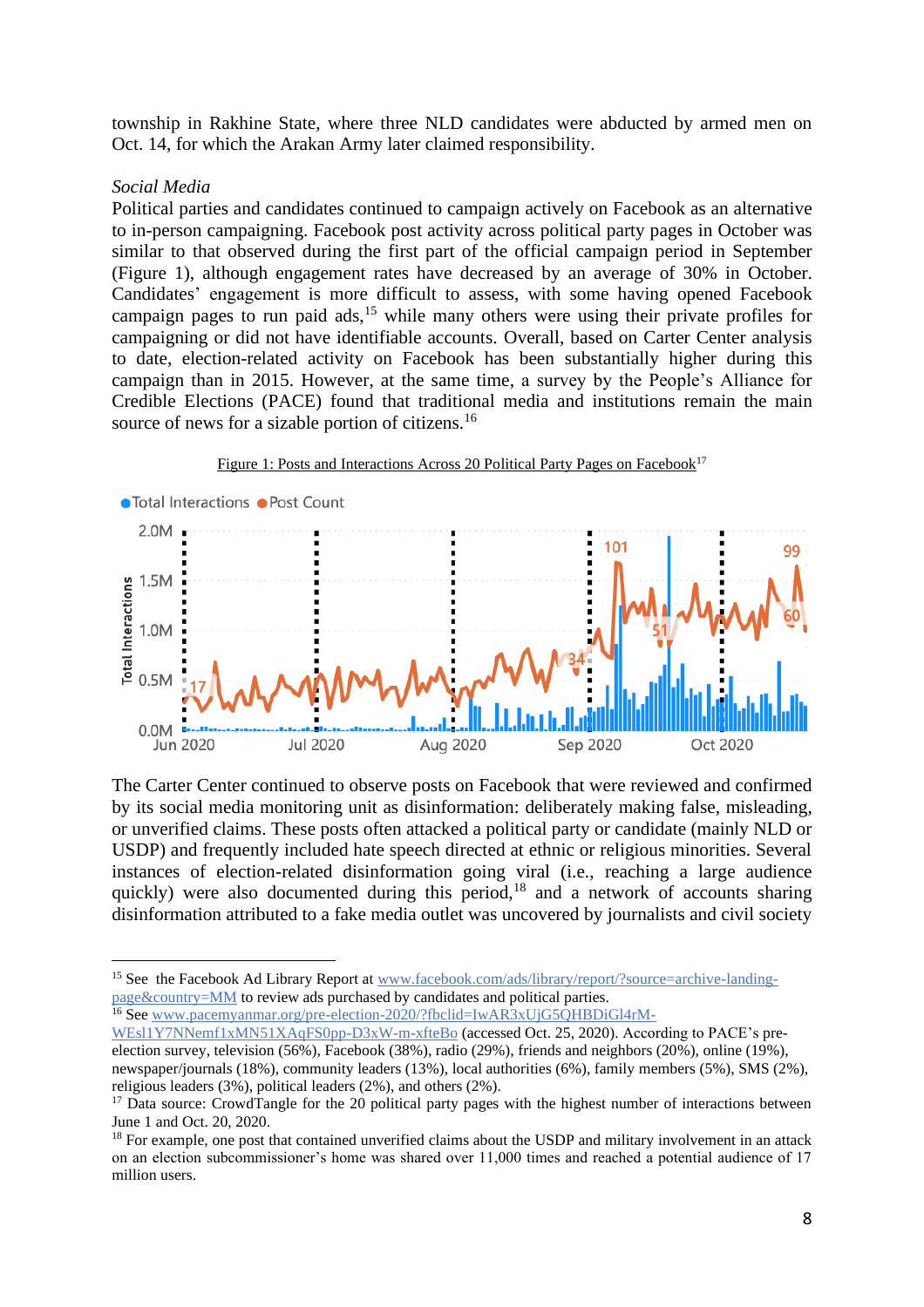township in Rakhine State, where three NLD candidates were abducted by armed men on Oct. 14, for which the Arakan Army later claimed responsibility.

*Social Media*

Political parties and candidates continued to campaign actively on Facebook as an alternative to in-person campaigning. Facebook post activity across political party pages in October was similar to that observed during the first part of the official campaign period in September (Figure 1), although engagement rates have decreased by an average of 30% in October. Candidates' engagement is more difficult to assess, with some having opened Facebook campaign pages to run paid ads,[15] while many others were using their private profiles for campaigning or did not have identifiable accounts. Overall, based on Carter Center analysis to date, election-related activity on Facebook has been substantially higher during this campaign than in 2015. However, at the same time, a survey by the People's Alliance for Credible Elections (PACE) found that traditional media and institutions remain the main source of news for a sizable portion of citizens.[16]

Figure 1: Posts and Interactions Across 20 Political Party Pages on Facebook[17]

The Carter Center continued to observe posts on Facebook that were reviewed and confirmed by its social media monitoring unit as disinformation: deliberately making false, misleading, or unverified claims. These posts often attacked a political party or candidate (mainly NLD or USDP) and frequently included hate speech directed at ethnic or religious minorities. Several instances of election-related disinformation going viral (i.e., reaching a large audience quickly) were also documented during this period,[18] and a network of accounts sharing disinformation attributed to a fake media outlet was uncovered by journalists and civil society

---

[15] See the Facebook Ad Library Report at www.facebook.com/ads/library/report/?source=archive-landing-page&country=MM to review ads purchased by candidates and political parties.

[16] See www.pacemyanmar.org/pre-election-2020/?fbclid=IwAR3xUjG5QHBDiGl4rM-WEsl1Y7NNemf1xMN51XAqFS0pp-D3xW-m-xfteBo (accessed Oct. 25, 2020). According to PACE's pre-election survey, television (56%), Facebook (38%), radio (29%), friends and neighbors (20%), online (19%), newspaper/journals (18%), community leaders (13%), local authorities (6%), family members (5%), SMS (2%), religious leaders (3%), political leaders (2%), and others (2%).

[17] Data source: CrowdTangle for the 20 political party pages with the highest number of interactions between June 1 and Oct. 20, 2020.

[18] For example, one post that contained unverified claims about the USDP and military involvement in an attack on an election subcommissioner's home was shared over 11,000 times and reached a potential audience of 17 million users.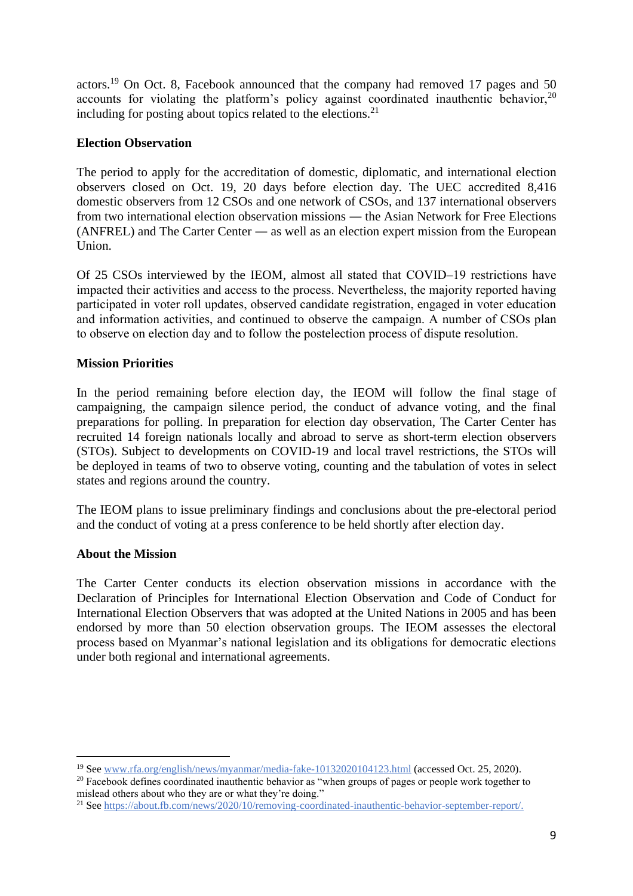actors.[19] On Oct. 8, Facebook announced that the company had removed 17 pages and 50 accounts for violating the platform's policy against coordinated inauthentic behavior,[20] including for posting about topics related to the elections.[21]

**Election Observation**

The period to apply for the accreditation of domestic, diplomatic, and international election observers closed on Oct. 19, 20 days before election day. The UEC accredited 8,416 domestic observers from 12 CSOs and one network of CSOs, and 137 international observers from two international election observation missions — the Asian Network for Free Elections (ANFREL) and The Carter Center — as well as an election expert mission from the European Union.

Of 25 CSOs interviewed by the IEOM, almost all stated that COVID–19 restrictions have impacted their activities and access to the process. Nevertheless, the majority reported having participated in voter roll updates, observed candidate registration, engaged in voter education and information activities, and continued to observe the campaign. A number of CSOs plan to observe on election day and to follow the postelection process of dispute resolution.

**Mission Priorities**

In the period remaining before election day, the IEOM will follow the final stage of campaigning, the campaign silence period, the conduct of advance voting, and the final preparations for polling. In preparation for election day observation, The Carter Center has recruited 14 foreign nationals locally and abroad to serve as short-term election observers (STOs). Subject to developments on COVID-19 and local travel restrictions, the STOs will be deployed in teams of two to observe voting, counting and the tabulation of votes in select states and regions around the country.

The IEOM plans to issue preliminary findings and conclusions about the pre-electoral period and the conduct of voting at a press conference to be held shortly after election day.

**About the Mission**

The Carter Center conducts its election observation missions in accordance with the Declaration of Principles for International Election Observation and Code of Conduct for International Election Observers that was adopted at the United Nations in 2005 and has been endorsed by more than 50 election observation groups. The IEOM assesses the electoral process based on Myanmar's national legislation and its obligations for democratic elections under both regional and international agreements.

---

[19] See www.rfa.org/english/news/myanmar/media-fake-10132020104123.html (accessed Oct. 25, 2020).

[20] Facebook defines coordinated inauthentic behavior as "when groups of pages or people work together to mislead others about who they are or what they're doing."

[21] See https://about.fb.com/news/2020/10/removing-coordinated-inauthentic-behavior-september-report/.